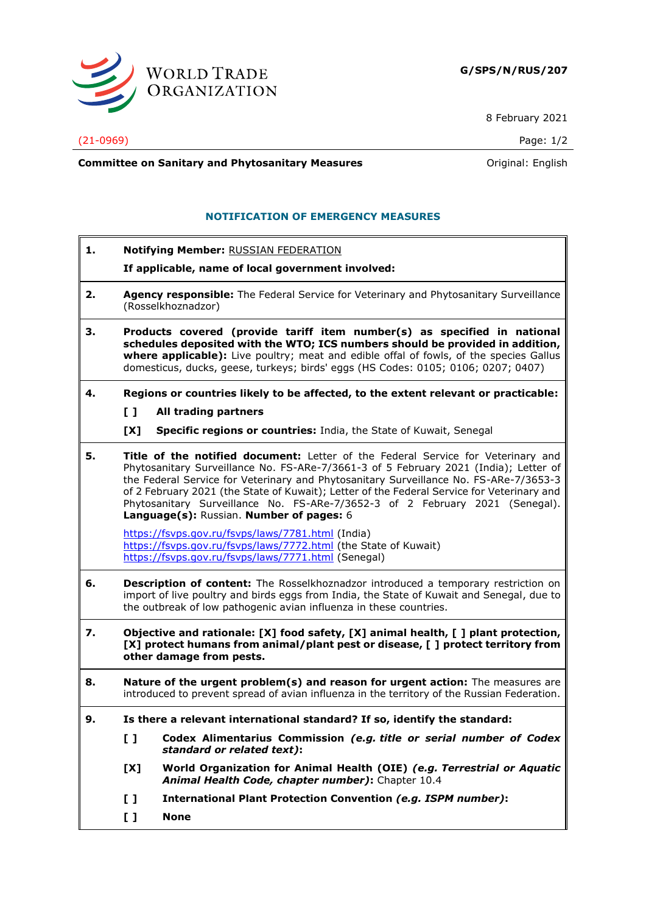WORLD TRADE ORGANIZATION

**G/SPS/N/RUS/207**

8 February 2021

(21-0969)

**Committee on Sanitary and Phytosanitary Measures** — Original: English

## NOTIFICATION OF EMERGENCY MEASURES

**1. Notifying Member:** RUSSIAN FEDERATION

**If applicable, name of local government involved:**

**2. Agency responsible:** The Federal Service for Veterinary and Phytosanitary Surveillance (Rosselkhoznadzor)

**3. Products covered (provide tariff item number(s) as specified in national schedules deposited with the WTO; ICS numbers should be provided in addition, where applicable):** Live poultry; meat and edible offal of fowls, of the species Gallus domesticus, ducks, geese, turkeys; birds' eggs (HS Codes: 0105; 0106; 0207; 0407)

**4. Regions or countries likely to be affected, to the extent relevant or practicable:**

**[ ] All trading partners**

**[X] Specific regions or countries:** India, the State of Kuwait, Senegal

**5. Title of the notified document:** Letter of the Federal Service for Veterinary and Phytosanitary Surveillance No. FS-ARe-7/3661-3 of 5 February 2021 (India); Letter of the Federal Service for Veterinary and Phytosanitary Surveillance No. FS-ARe-7/3653-3 of 2 February 2021 (the State of Kuwait); Letter of the Federal Service for Veterinary and Phytosanitary Surveillance No. FS-ARe-7/3652-3 of 2 February 2021 (Senegal). **Language(s):** Russian. **Number of pages:** 6

https://fsvps.gov.ru/fsvps/laws/7781.html (India)
https://fsvps.gov.ru/fsvps/laws/7772.html (the State of Kuwait)
https://fsvps.gov.ru/fsvps/laws/7771.html (Senegal)

**6. Description of content:** The Rosselkhoznadzor introduced a temporary restriction on import of live poultry and birds eggs from India, the State of Kuwait and Senegal, due to the outbreak of low pathogenic avian influenza in these countries.

**7. Objective and rationale: [X] food safety, [X] animal health, [ ] plant protection, [X] protect humans from animal/plant pest or disease, [ ] protect territory from other damage from pests.**

**8. Nature of the urgent problem(s) and reason for urgent action:** The measures are introduced to prevent spread of avian influenza in the territory of the Russian Federation.

**9. Is there a relevant international standard? If so, identify the standard:**

**[ ] Codex Alimentarius Commission *(e.g. title or serial number of Codex standard or related text)*:**

**[X] World Organization for Animal Health (OIE) *(e.g. Terrestrial or Aquatic Animal Health Code, chapter number)*:** Chapter 10.4

**[ ] International Plant Protection Convention *(e.g. ISPM number)*:**

**[ ] None**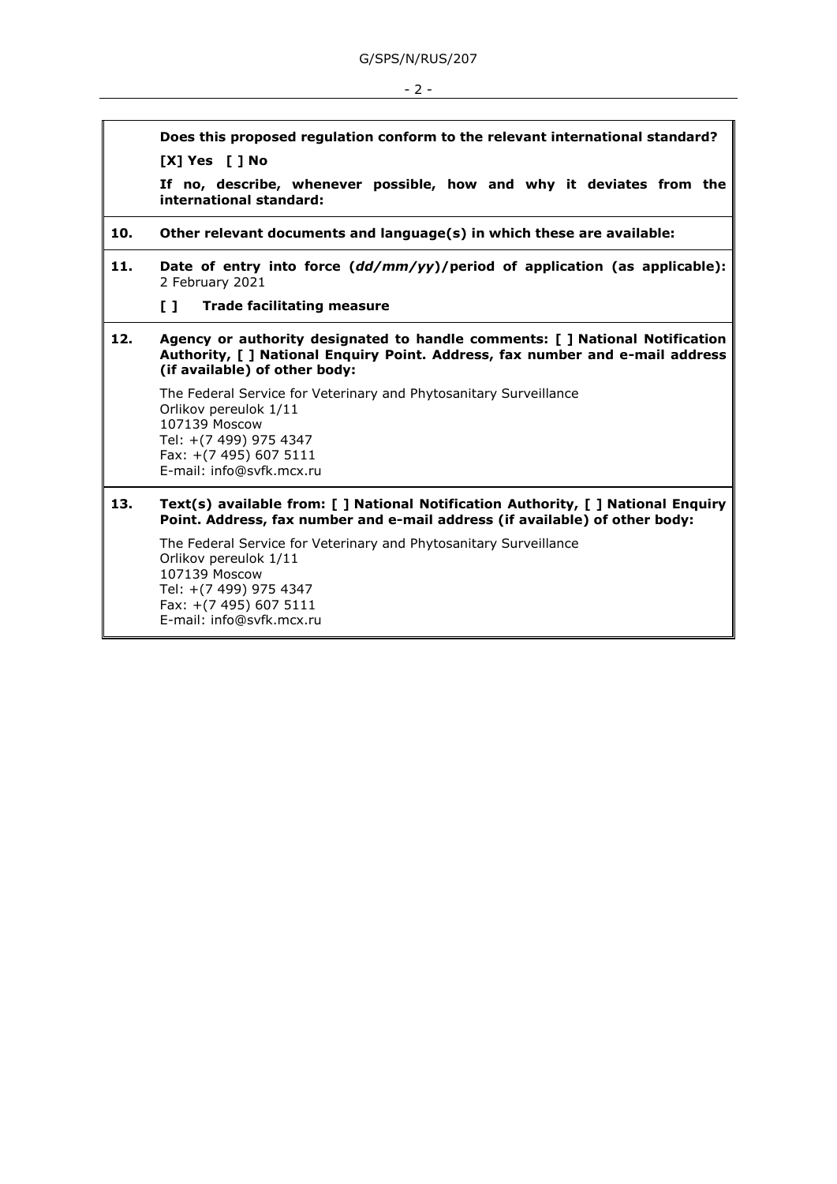**Does this proposed regulation conform to the relevant international standard?**

**[X] Yes [ ] No**

**If no, describe, whenever possible, how and why it deviates from the international standard:**

**10. Other relevant documents and language(s) in which these are available:**

**11. Date of entry into force (*dd/mm/yy*)/period of application (as applicable):** 2 February 2021

**[ ] Trade facilitating measure**

**12. Agency or authority designated to handle comments: [ ] National Notification Authority, [ ] National Enquiry Point. Address, fax number and e-mail address (if available) of other body:**

The Federal Service for Veterinary and Phytosanitary Surveillance
Orlikov pereulok 1/11
107139 Moscow
Tel: +(7 499) 975 4347
Fax: +(7 495) 607 5111
E-mail: info@svfk.mcx.ru

**13. Text(s) available from: [ ] National Notification Authority, [ ] National Enquiry Point. Address, fax number and e-mail address (if available) of other body:**

The Federal Service for Veterinary and Phytosanitary Surveillance
Orlikov pereulok 1/11
107139 Moscow
Tel: +(7 499) 975 4347
Fax: +(7 495) 607 5111
E-mail: info@svfk.mcx.ru